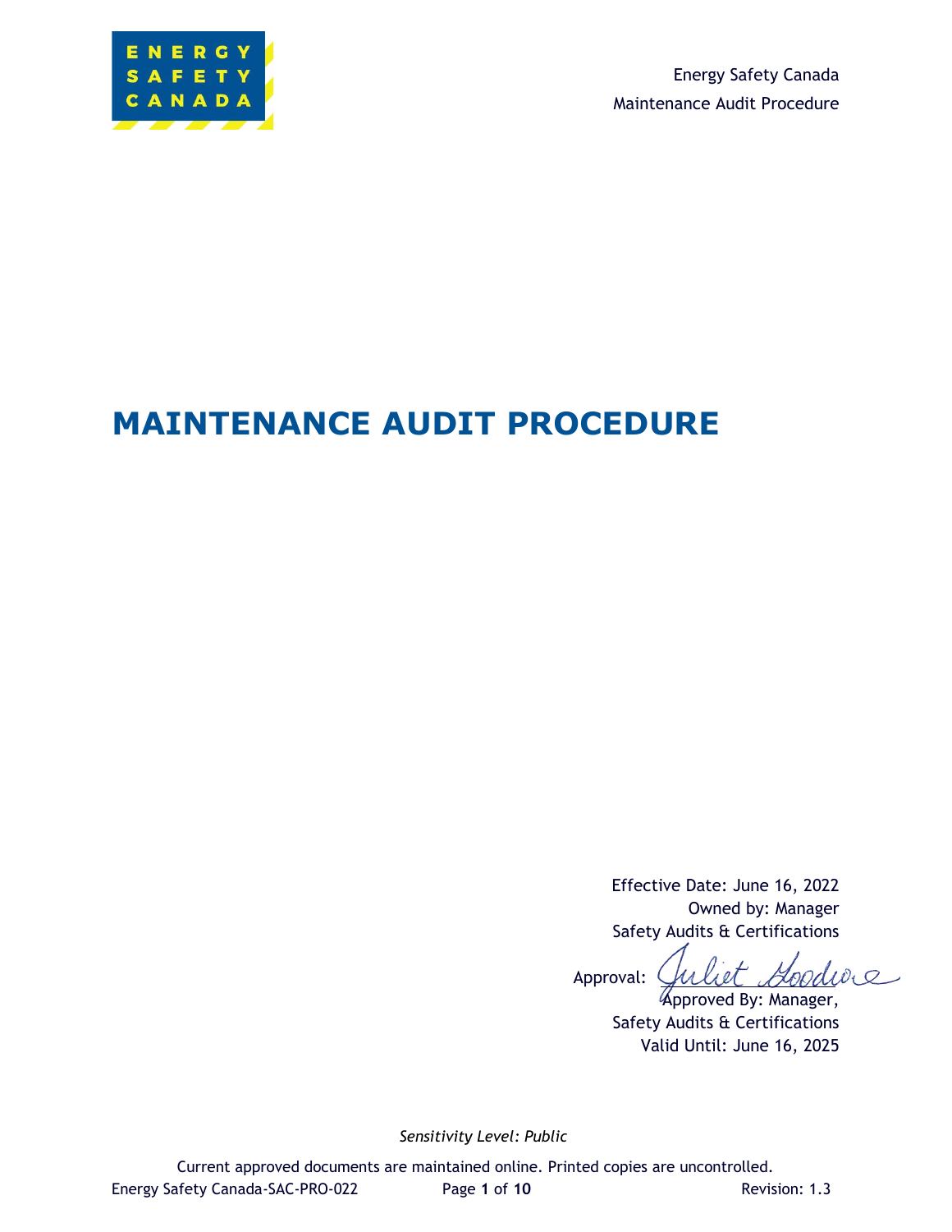# MAINTENANCE AUDIT PROCEDURE

Effective Date: June 16, 2022
Owned by: Manager
Safety Audits & Certifications

Approval: Juliet Goodwin
Approved By: Manager,
Safety Audits & Certifications
Valid Until: June 16, 2025

*Sensitivity Level: Public*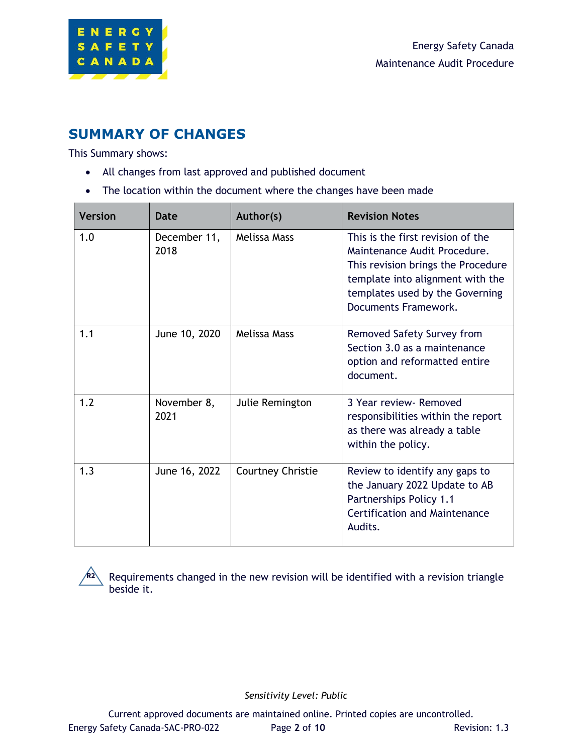## SUMMARY OF CHANGES

This Summary shows:

- All changes from last approved and published document
- The location within the document where the changes have been made

| Version | Date | Author(s) | Revision Notes |
|---|---|---|---|
| 1.0 | December 11, 2018 | Melissa Mass | This is the first revision of the Maintenance Audit Procedure. This revision brings the Procedure template into alignment with the templates used by the Governing Documents Framework. |
| 1.1 | June 10, 2020 | Melissa Mass | Removed Safety Survey from Section 3.0 as a maintenance option and reformatted entire document. |
| 1.2 | November 8, 2021 | Julie Remington | 3 Year review- Removed responsibilities within the report as there was already a table within the policy. |
| 1.3 | June 16, 2022 | Courtney Christie | Review to identify any gaps to the January 2022 Update to AB Partnerships Policy 1.1 Certification and Maintenance Audits. |

R2 Requirements changed in the new revision will be identified with a revision triangle beside it.

*Sensitivity Level: Public*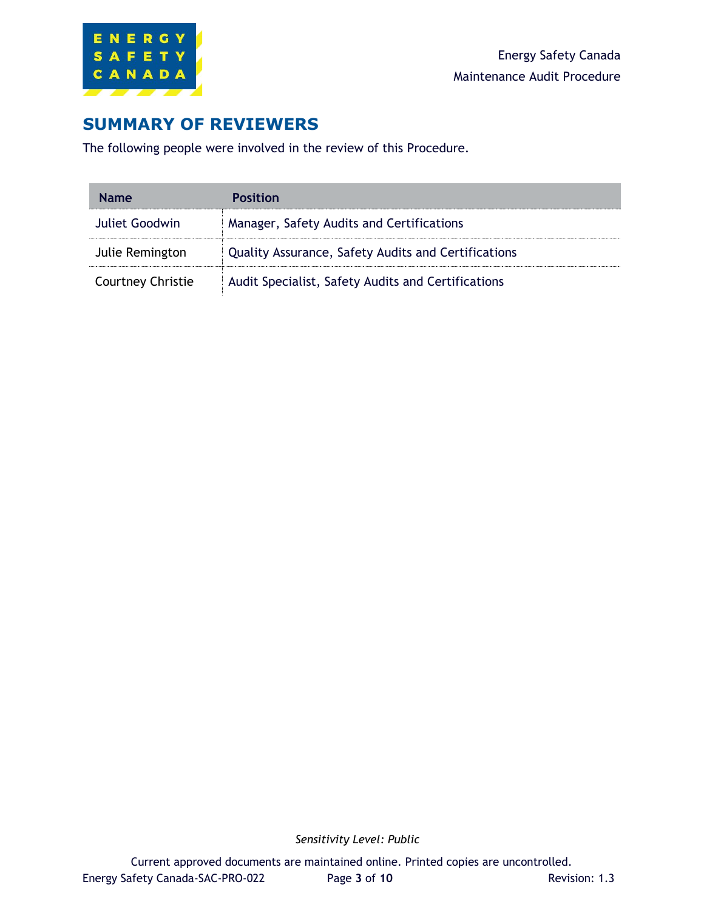## SUMMARY OF REVIEWERS

The following people were involved in the review of this Procedure.

| Name | Position |
|---|---|
| Juliet Goodwin | Manager, Safety Audits and Certifications |
| Julie Remington | Quality Assurance, Safety Audits and Certifications |
| Courtney Christie | Audit Specialist, Safety Audits and Certifications |

*Sensitivity Level: Public*

Current approved documents are maintained online. Printed copies are uncontrolled.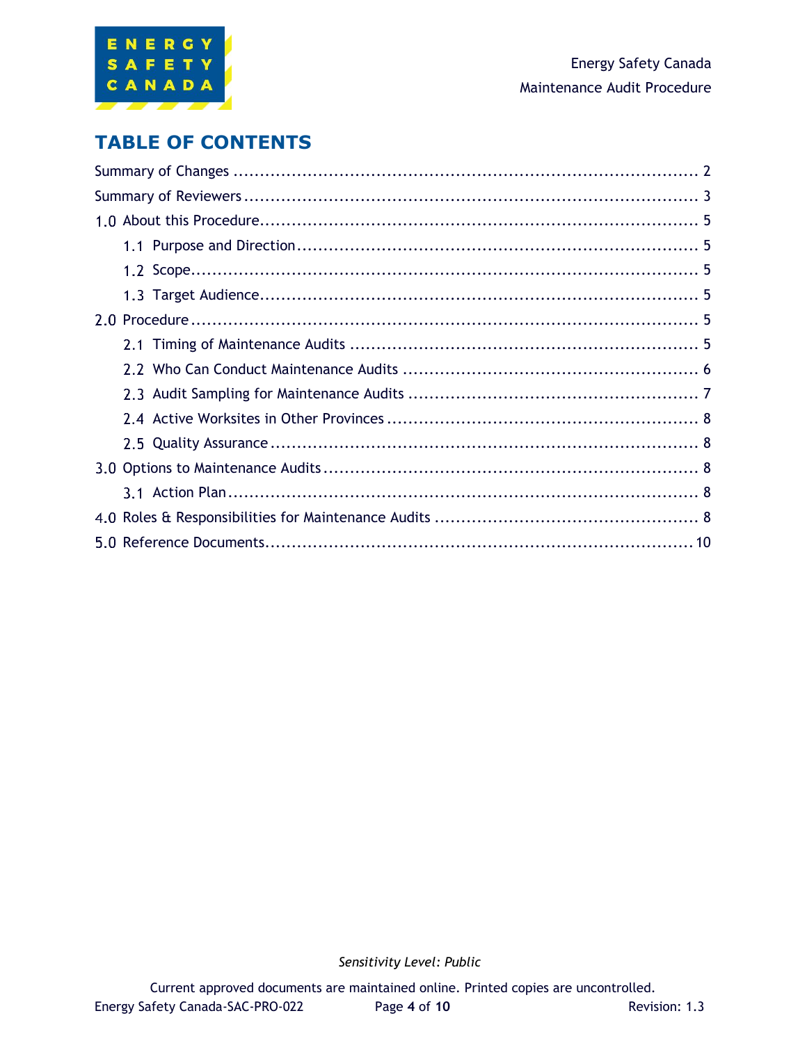# TABLE OF CONTENTS

Summary of Changes ........................................................................................ 2

Summary of Reviewers ..................................................................................... 3

1.0 About this Procedure .................................................................................. 5

- 1.1 Purpose and Direction ............................................................................ 5
- 1.2 Scope ................................................................................................ 5
- 1.3 Target Audience .................................................................................. 5

2.0 Procedure ................................................................................................ 5

- 2.1 Timing of Maintenance Audits ................................................................. 5
- 2.2 Who Can Conduct Maintenance Audits ....................................................... 6
- 2.3 Audit Sampling for Maintenance Audits ...................................................... 7
- 2.4 Active Worksites in Other Provinces .......................................................... 8
- 2.5 Quality Assurance ................................................................................. 8

3.0 Options to Maintenance Audits ...................................................................... 8

- 3.1 Action Plan ......................................................................................... 8

4.0 Roles & Responsibilities for Maintenance Audits ................................................. 8

5.0 Reference Documents ................................................................................. 10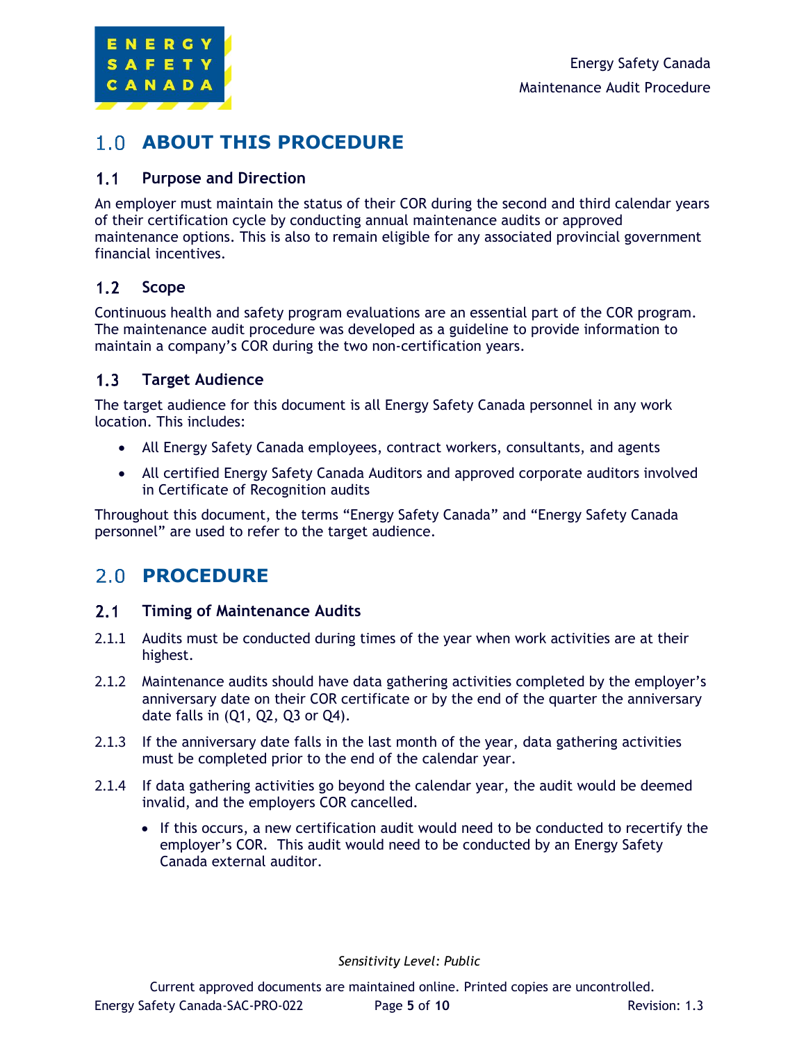# 1.0 ABOUT THIS PROCEDURE

## 1.1 Purpose and Direction

An employer must maintain the status of their COR during the second and third calendar years of their certification cycle by conducting annual maintenance audits or approved maintenance options. This is also to remain eligible for any associated provincial government financial incentives.

## 1.2 Scope

Continuous health and safety program evaluations are an essential part of the COR program. The maintenance audit procedure was developed as a guideline to provide information to maintain a company's COR during the two non-certification years.

## 1.3 Target Audience

The target audience for this document is all Energy Safety Canada personnel in any work location. This includes:

- All Energy Safety Canada employees, contract workers, consultants, and agents
- All certified Energy Safety Canada Auditors and approved corporate auditors involved in Certificate of Recognition audits

Throughout this document, the terms "Energy Safety Canada" and "Energy Safety Canada personnel" are used to refer to the target audience.

# 2.0 PROCEDURE

## 2.1 Timing of Maintenance Audits

2.1.1 Audits must be conducted during times of the year when work activities are at their highest.

2.1.2 Maintenance audits should have data gathering activities completed by the employer's anniversary date on their COR certificate or by the end of the quarter the anniversary date falls in (Q1, Q2, Q3 or Q4).

2.1.3 If the anniversary date falls in the last month of the year, data gathering activities must be completed prior to the end of the calendar year.

2.1.4 If data gathering activities go beyond the calendar year, the audit would be deemed invalid, and the employers COR cancelled.

- If this occurs, a new certification audit would need to be conducted to recertify the employer's COR. This audit would need to be conducted by an Energy Safety Canada external auditor.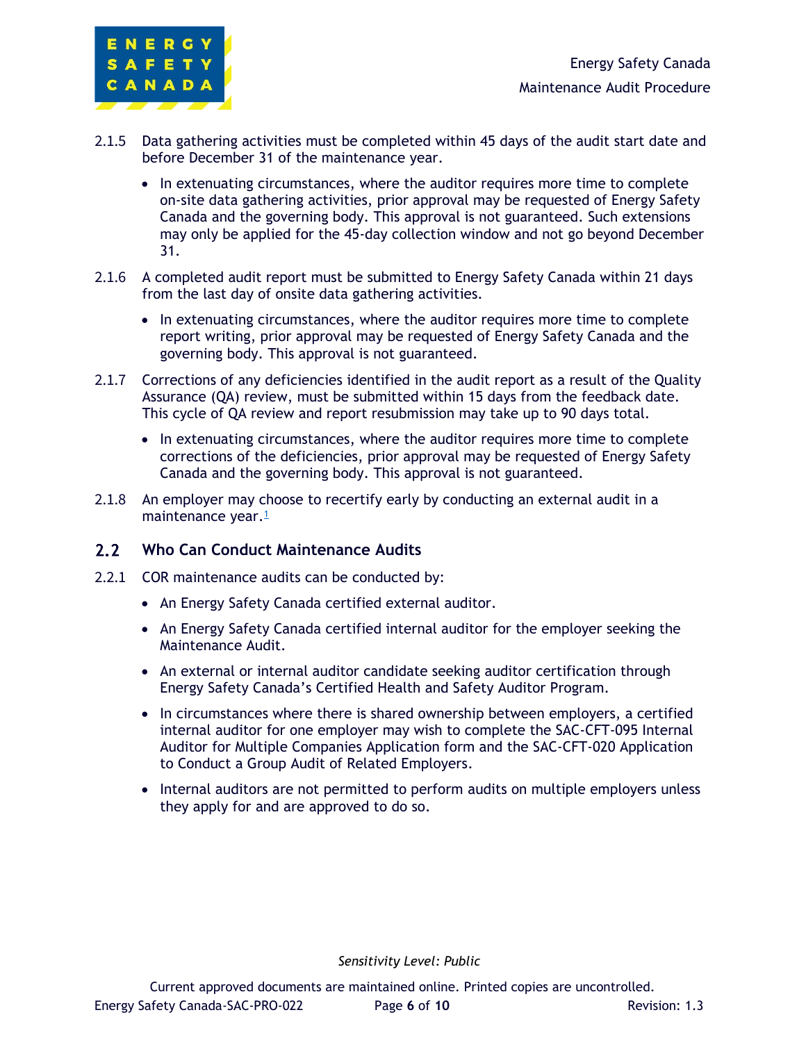2.1.5 Data gathering activities must be completed within 45 days of the audit start date and before December 31 of the maintenance year.

- In extenuating circumstances, where the auditor requires more time to complete on-site data gathering activities, prior approval may be requested of Energy Safety Canada and the governing body. This approval is not guaranteed. Such extensions may only be applied for the 45-day collection window and not go beyond December 31.

2.1.6 A completed audit report must be submitted to Energy Safety Canada within 21 days from the last day of onsite data gathering activities.

- In extenuating circumstances, where the auditor requires more time to complete report writing, prior approval may be requested of Energy Safety Canada and the governing body. This approval is not guaranteed.

2.1.7 Corrections of any deficiencies identified in the audit report as a result of the Quality Assurance (QA) review, must be submitted within 15 days from the feedback date. This cycle of QA review and report resubmission may take up to 90 days total.

- In extenuating circumstances, where the auditor requires more time to complete corrections of the deficiencies, prior approval may be requested of Energy Safety Canada and the governing body. This approval is not guaranteed.

2.1.8 An employer may choose to recertify early by conducting an external audit in a maintenance year.[1]

## 2.2 Who Can Conduct Maintenance Audits

2.2.1 COR maintenance audits can be conducted by:

- An Energy Safety Canada certified external auditor.
- An Energy Safety Canada certified internal auditor for the employer seeking the Maintenance Audit.
- An external or internal auditor candidate seeking auditor certification through Energy Safety Canada's Certified Health and Safety Auditor Program.
- In circumstances where there is shared ownership between employers, a certified internal auditor for one employer may wish to complete the SAC-CFT-095 Internal Auditor for Multiple Companies Application form and the SAC-CFT-020 Application to Conduct a Group Audit of Related Employers.
- Internal auditors are not permitted to perform audits on multiple employers unless they apply for and are approved to do so.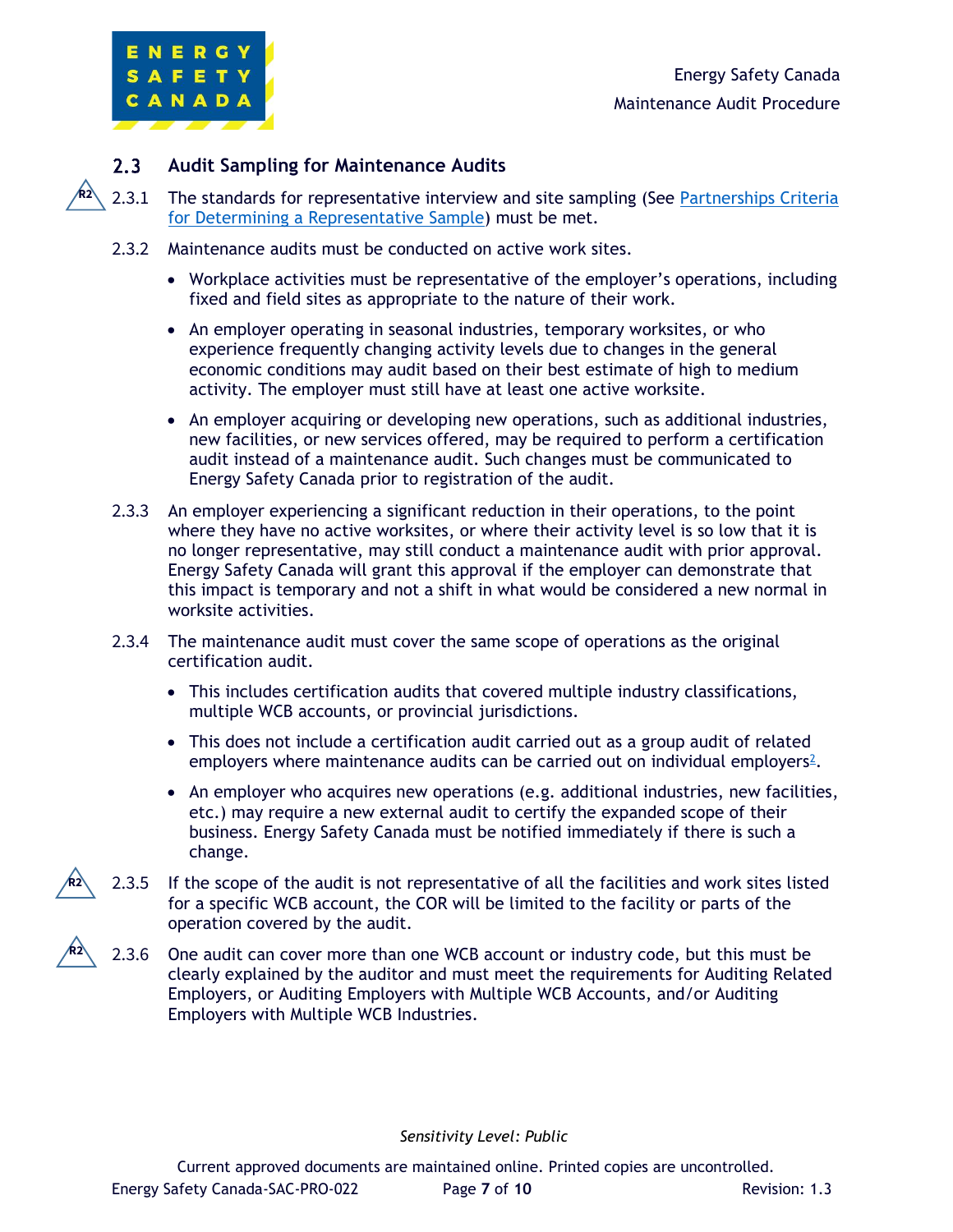## 2.3 Audit Sampling for Maintenance Audits

2.3.1 The standards for representative interview and site sampling (See [Partnerships Criteria for Determining a Representative Sample]) must be met.

2.3.2 Maintenance audits must be conducted on active work sites.

- Workplace activities must be representative of the employer's operations, including fixed and field sites as appropriate to the nature of their work.
- An employer operating in seasonal industries, temporary worksites, or who experience frequently changing activity levels due to changes in the general economic conditions may audit based on their best estimate of high to medium activity. The employer must still have at least one active worksite.
- An employer acquiring or developing new operations, such as additional industries, new facilities, or new services offered, may be required to perform a certification audit instead of a maintenance audit. Such changes must be communicated to Energy Safety Canada prior to registration of the audit.

2.3.3 An employer experiencing a significant reduction in their operations, to the point where they have no active worksites, or where their activity level is so low that it is no longer representative, may still conduct a maintenance audit with prior approval. Energy Safety Canada will grant this approval if the employer can demonstrate that this impact is temporary and not a shift in what would be considered a new normal in worksite activities.

2.3.4 The maintenance audit must cover the same scope of operations as the original certification audit.

- This includes certification audits that covered multiple industry classifications, multiple WCB accounts, or provincial jurisdictions.
- This does not include a certification audit carried out as a group audit of related employers where maintenance audits can be carried out on individual employers[2].
- An employer who acquires new operations (e.g. additional industries, new facilities, etc.) may require a new external audit to certify the expanded scope of their business. Energy Safety Canada must be notified immediately if there is such a change.

2.3.5 If the scope of the audit is not representative of all the facilities and work sites listed for a specific WCB account, the COR will be limited to the facility or parts of the operation covered by the audit.

2.3.6 One audit can cover more than one WCB account or industry code, but this must be clearly explained by the auditor and must meet the requirements for Auditing Related Employers, or Auditing Employers with Multiple WCB Accounts, and/or Auditing Employers with Multiple WCB Industries.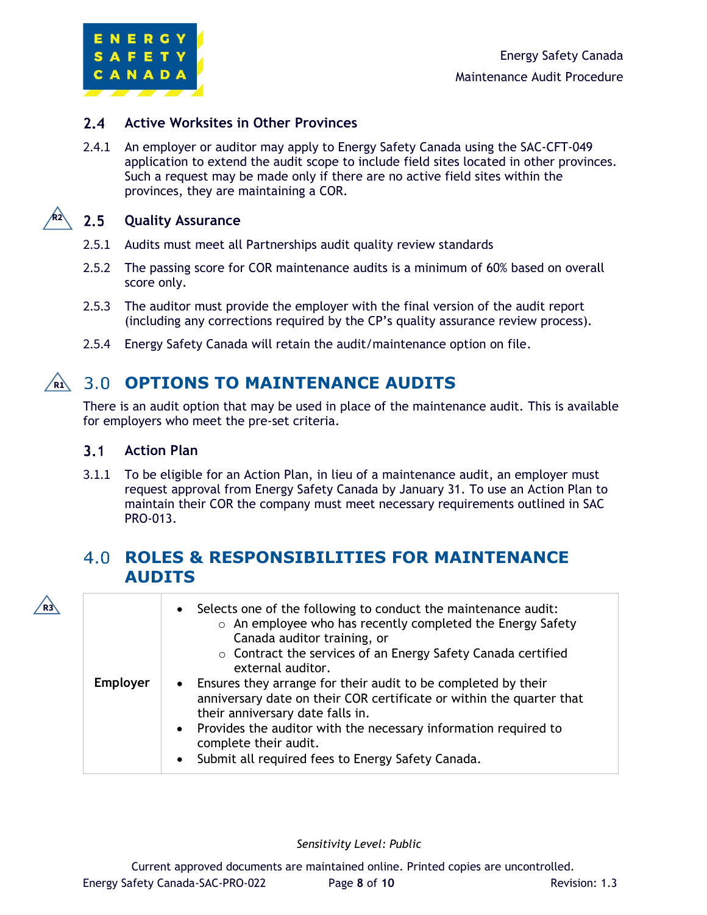### 2.4 Active Worksites in Other Provinces

2.4.1 An employer or auditor may apply to Energy Safety Canada using the SAC-CFT-049 application to extend the audit scope to include field sites located in other provinces. Such a request may be made only if there are no active field sites within the provinces, they are maintaining a COR.

### 2.5 Quality Assurance

2.5.1 Audits must meet all Partnerships audit quality review standards

2.5.2 The passing score for COR maintenance audits is a minimum of 60% based on overall score only.

2.5.3 The auditor must provide the employer with the final version of the audit report (including any corrections required by the CP's quality assurance review process).

2.5.4 Energy Safety Canada will retain the audit/maintenance option on file.

## 3.0 OPTIONS TO MAINTENANCE AUDITS

There is an audit option that may be used in place of the maintenance audit. This is available for employers who meet the pre-set criteria.

### 3.1 Action Plan

3.1.1 To be eligible for an Action Plan, in lieu of a maintenance audit, an employer must request approval from Energy Safety Canada by January 31. To use an Action Plan to maintain their COR the company must meet necessary requirements outlined in SAC PRO-013.

## 4.0 ROLES & RESPONSIBILITIES FOR MAINTENANCE AUDITS

| | |
|---|---|
| **Employer** | • Selects one of the following to conduct the maintenance audit:<br>  ○ An employee who has recently completed the Energy Safety Canada auditor training, or<br>  ○ Contract the services of an Energy Safety Canada certified external auditor.<br>• Ensures they arrange for their audit to be completed by their anniversary date on their COR certificate or within the quarter that their anniversary date falls in.<br>• Provides the auditor with the necessary information required to complete their audit.<br>• Submit all required fees to Energy Safety Canada. |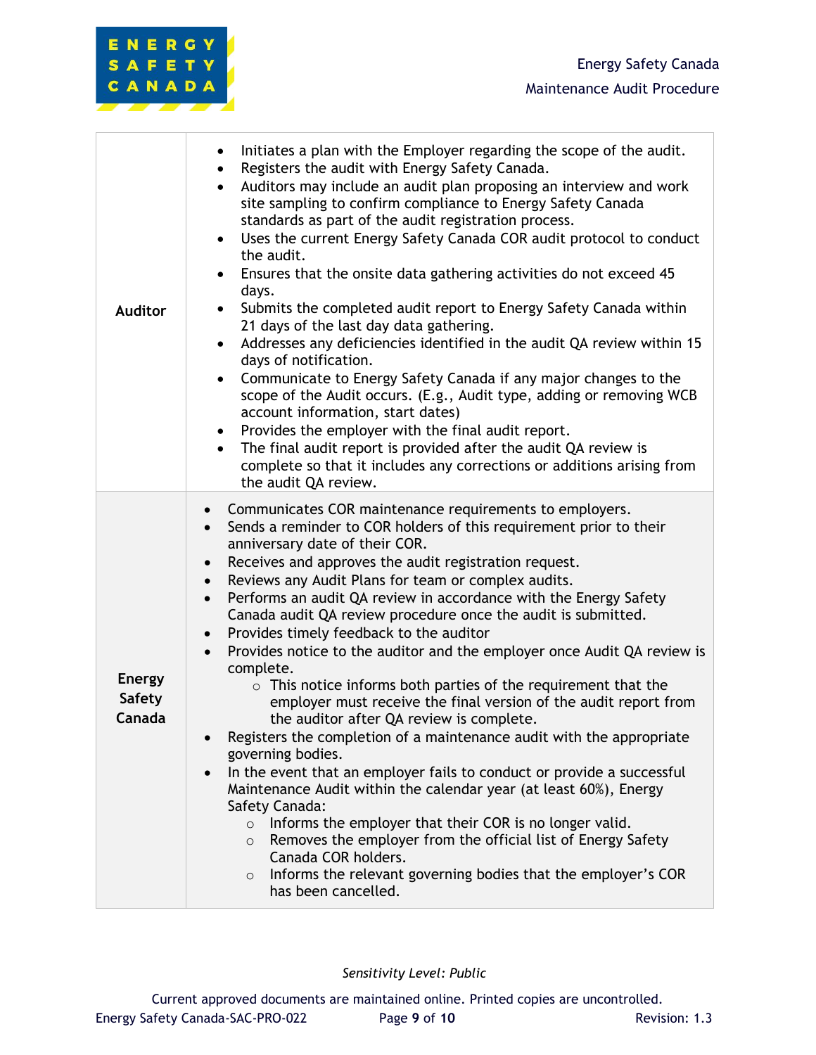| | |
|---|---|
| **Auditor** | • Initiates a plan with the Employer regarding the scope of the audit.<br>• Registers the audit with Energy Safety Canada.<br>• Auditors may include an audit plan proposing an interview and work site sampling to confirm compliance to Energy Safety Canada standards as part of the audit registration process.<br>• Uses the current Energy Safety Canada COR audit protocol to conduct the audit.<br>• Ensures that the onsite data gathering activities do not exceed 45 days.<br>• Submits the completed audit report to Energy Safety Canada within 21 days of the last day data gathering.<br>• Addresses any deficiencies identified in the audit QA review within 15 days of notification.<br>• Communicate to Energy Safety Canada if any major changes to the scope of the Audit occurs. (E.g., Audit type, adding or removing WCB account information, start dates)<br>• Provides the employer with the final audit report.<br>• The final audit report is provided after the audit QA review is complete so that it includes any corrections or additions arising from the audit QA review. |
| **Energy Safety Canada** | • Communicates COR maintenance requirements to employers.<br>• Sends a reminder to COR holders of this requirement prior to their anniversary date of their COR.<br>• Receives and approves the audit registration request.<br>• Reviews any Audit Plans for team or complex audits.<br>• Performs an audit QA review in accordance with the Energy Safety Canada audit QA review procedure once the audit is submitted.<br>• Provides timely feedback to the auditor<br>• Provides notice to the auditor and the employer once Audit QA review is complete.<br>&nbsp;&nbsp;&nbsp;&nbsp;○ This notice informs both parties of the requirement that the employer must receive the final version of the audit report from the auditor after QA review is complete.<br>• Registers the completion of a maintenance audit with the appropriate governing bodies.<br>• In the event that an employer fails to conduct or provide a successful Maintenance Audit within the calendar year (at least 60%), Energy Safety Canada:<br>&nbsp;&nbsp;&nbsp;&nbsp;○ Informs the employer that their COR is no longer valid.<br>&nbsp;&nbsp;&nbsp;&nbsp;○ Removes the employer from the official list of Energy Safety Canada COR holders.<br>&nbsp;&nbsp;&nbsp;&nbsp;○ Informs the relevant governing bodies that the employer's COR has been cancelled. |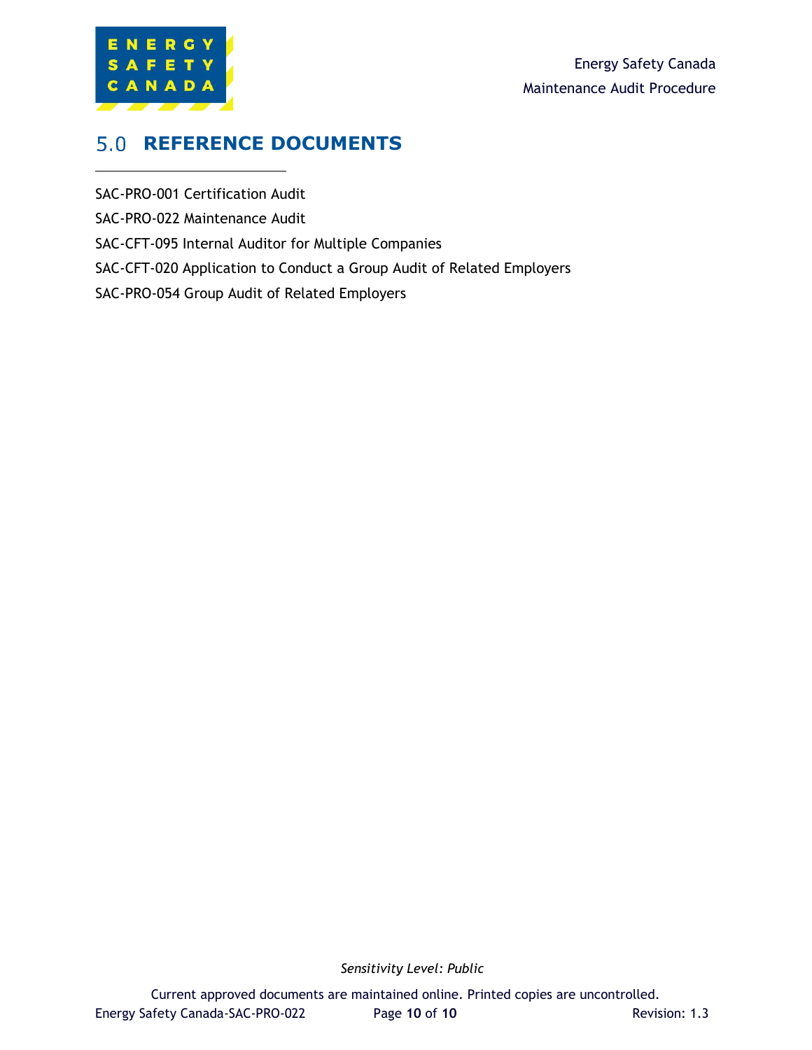## 5.0 REFERENCE DOCUMENTS

SAC-PRO-001 Certification Audit

SAC-PRO-022 Maintenance Audit

SAC-CFT-095 Internal Auditor for Multiple Companies

SAC-CFT-020 Application to Conduct a Group Audit of Related Employers

SAC-PRO-054 Group Audit of Related Employers